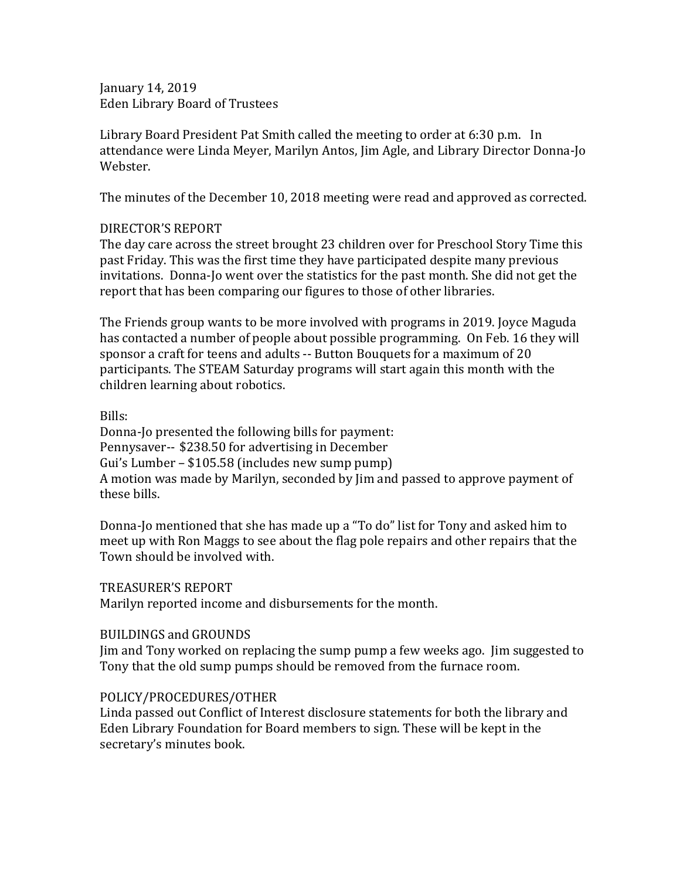January 14, 2019
Eden Library Board of Trustees

Library Board President Pat Smith called the meeting to order at 6:30 p.m. In attendance were Linda Meyer, Marilyn Antos, Jim Agle, and Library Director Donna-Jo Webster.

The minutes of the December 10, 2018 meeting were read and approved as corrected.

DIRECTOR'S REPORT
The day care across the street brought 23 children over for Preschool Story Time this past Friday. This was the first time they have participated despite many previous invitations. Donna-Jo went over the statistics for the past month. She did not get the report that has been comparing our figures to those of other libraries.

The Friends group wants to be more involved with programs in 2019. Joyce Maguda has contacted a number of people about possible programming. On Feb. 16 they will sponsor a craft for teens and adults -- Button Bouquets for a maximum of 20 participants. The STEAM Saturday programs will start again this month with the children learning about robotics.

Bills:
Donna-Jo presented the following bills for payment:
Pennysaver-- $238.50 for advertising in December
Gui's Lumber – $105.58 (includes new sump pump)
A motion was made by Marilyn, seconded by Jim and passed to approve payment of these bills.

Donna-Jo mentioned that she has made up a "To do" list for Tony and asked him to meet up with Ron Maggs to see about the flag pole repairs and other repairs that the Town should be involved with.

TREASURER'S REPORT
Marilyn reported income and disbursements for the month.

BUILDINGS and GROUNDS
Jim and Tony worked on replacing the sump pump a few weeks ago. Jim suggested to Tony that the old sump pumps should be removed from the furnace room.

POLICY/PROCEDURES/OTHER
Linda passed out Conflict of Interest disclosure statements for both the library and Eden Library Foundation for Board members to sign. These will be kept in the secretary's minutes book.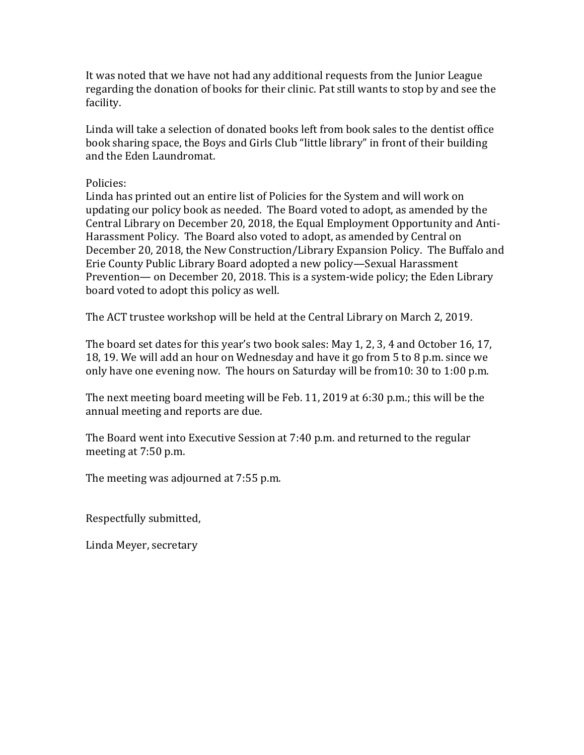It was noted that we have not had any additional requests from the Junior League regarding the donation of books for their clinic. Pat still wants to stop by and see the facility.

Linda will take a selection of donated books left from book sales to the dentist office book sharing space, the Boys and Girls Club "little library" in front of their building and the Eden Laundromat.

Policies:
Linda has printed out an entire list of Policies for the System and will work on updating our policy book as needed. The Board voted to adopt, as amended by the Central Library on December 20, 2018, the Equal Employment Opportunity and Anti-Harassment Policy. The Board also voted to adopt, as amended by Central on December 20, 2018, the New Construction/Library Expansion Policy. The Buffalo and Erie County Public Library Board adopted a new policy—Sexual Harassment Prevention— on December 20, 2018. This is a system-wide policy; the Eden Library board voted to adopt this policy as well.

The ACT trustee workshop will be held at the Central Library on March 2, 2019.

The board set dates for this year's two book sales: May 1, 2, 3, 4 and October 16, 17, 18, 19. We will add an hour on Wednesday and have it go from 5 to 8 p.m. since we only have one evening now. The hours on Saturday will be from10: 30 to 1:00 p.m.

The next meeting board meeting will be Feb. 11, 2019 at 6:30 p.m.; this will be the annual meeting and reports are due.

The Board went into Executive Session at 7:40 p.m. and returned to the regular meeting at 7:50 p.m.

The meeting was adjourned at 7:55 p.m.

Respectfully submitted,

Linda Meyer, secretary